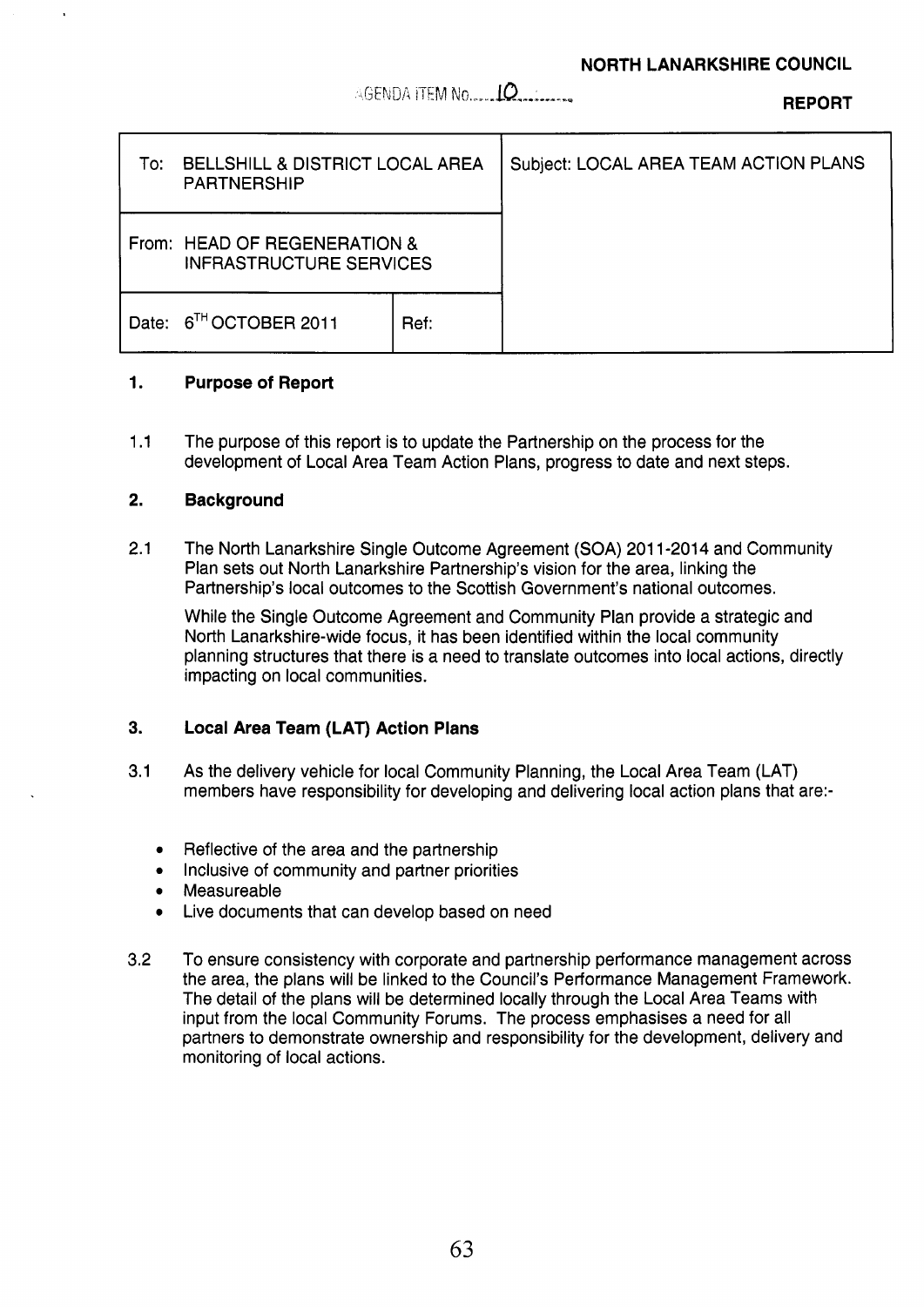**NORTH LANARKSHIRE COUNCIL**

AGENDA ITEM No. 10

**REPORT**

| To: BELLSHILL & DISTRICT LOCAL AREA PARTNERSHIP | | Subject: LOCAL AREA TEAM ACTION PLANS |
|---|---|---|
| From: HEAD OF REGENERATION & INFRASTRUCTURE SERVICES | | |
| Date: 6TH OCTOBER 2011 | Ref: | |

## 1. Purpose of Report

1.1 The purpose of this report is to update the Partnership on the process for the development of Local Area Team Action Plans, progress to date and next steps.

## 2. Background

2.1 The North Lanarkshire Single Outcome Agreement (SOA) 2011-2014 and Community Plan sets out North Lanarkshire Partnership's vision for the area, linking the Partnership's local outcomes to the Scottish Government's national outcomes.

While the Single Outcome Agreement and Community Plan provide a strategic and North Lanarkshire-wide focus, it has been identified within the local community planning structures that there is a need to translate outcomes into local actions, directly impacting on local communities.

## 3. Local Area Team (LAT) Action Plans

3.1 As the delivery vehicle for local Community Planning, the Local Area Team (LAT) members have responsibility for developing and delivering local action plans that are:-

- Reflective of the area and the partnership
- Inclusive of community and partner priorities
- Measureable
- Live documents that can develop based on need

3.2 To ensure consistency with corporate and partnership performance management across the area, the plans will be linked to the Council's Performance Management Framework. The detail of the plans will be determined locally through the Local Area Teams with input from the local Community Forums. The process emphasises a need for all partners to demonstrate ownership and responsibility for the development, delivery and monitoring of local actions.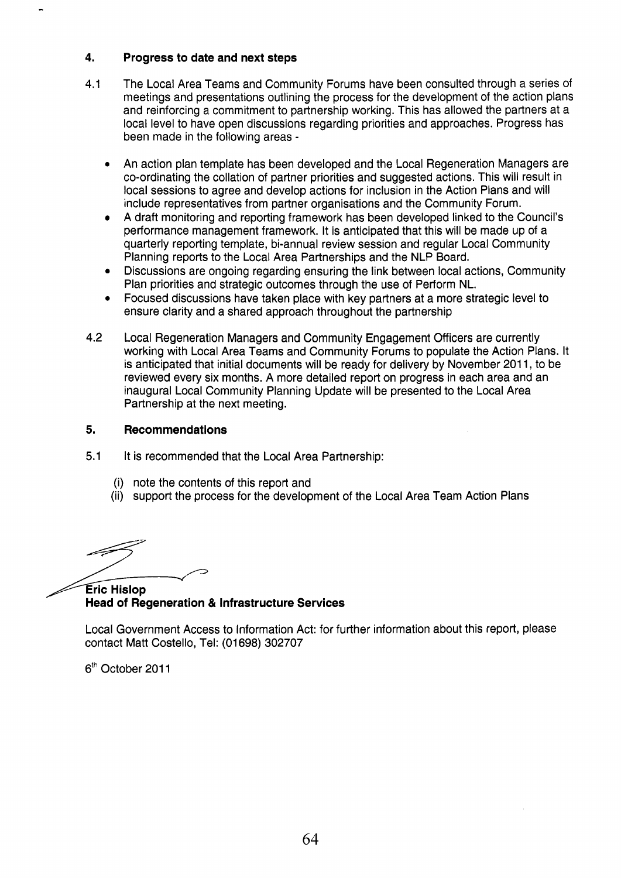## 4. Progress to date and next steps

4.1 The Local Area Teams and Community Forums have been consulted through a series of meetings and presentations outlining the process for the development of the action plans and reinforcing a commitment to partnership working. This has allowed the partners at a local level to have open discussions regarding priorities and approaches. Progress has been made in the following areas -

- An action plan template has been developed and the Local Regeneration Managers are co-ordinating the collation of partner priorities and suggested actions. This will result in local sessions to agree and develop actions for inclusion in the Action Plans and will include representatives from partner organisations and the Community Forum.
- A draft monitoring and reporting framework has been developed linked to the Council's performance management framework. It is anticipated that this will be made up of a quarterly reporting template, bi-annual review session and regular Local Community Planning reports to the Local Area Partnerships and the NLP Board.
- Discussions are ongoing regarding ensuring the link between local actions, Community Plan priorities and strategic outcomes through the use of Perform NL.
- Focused discussions have taken place with key partners at a more strategic level to ensure clarity and a shared approach throughout the partnership

4.2 Local Regeneration Managers and Community Engagement Officers are currently working with Local Area Teams and Community Forums to populate the Action Plans. It is anticipated that initial documents will be ready for delivery by November 2011, to be reviewed every six months. A more detailed report on progress in each area and an inaugural Local Community Planning Update will be presented to the Local Area Partnership at the next meeting.

## 5. Recommendations

5.1 It is recommended that the Local Area Partnership:

(i) note the contents of this report and
(ii) support the process for the development of the Local Area Team Action Plans

**Eric Hislop**
**Head of Regeneration & Infrastructure Services**

Local Government Access to Information Act: for further information about this report, please contact Matt Costello, Tel: (01698) 302707

6th October 2011